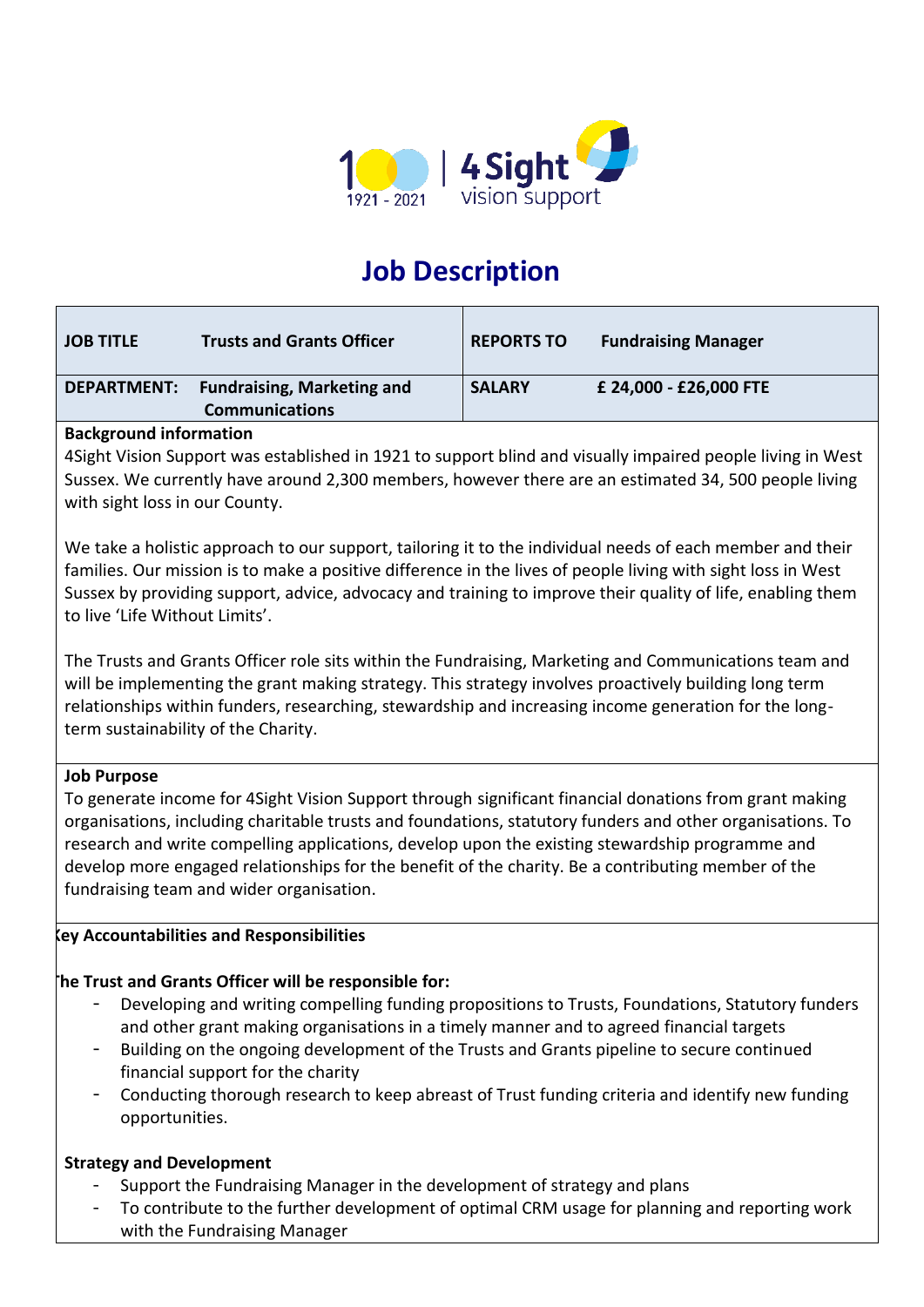# Job Description

| JOB TITLE | Trusts and Grants Officer | REPORTS TO | Fundraising Manager |
|---|---|---|---|
| DEPARTMENT: | Fundraising, Marketing and Communications | SALARY | £ 24,000 - £26,000 FTE |

**Background information**

4Sight Vision Support was established in 1921 to support blind and visually impaired people living in West Sussex. We currently have around 2,300 members, however there are an estimated 34, 500 people living with sight loss in our County.

We take a holistic approach to our support, tailoring it to the individual needs of each member and their families. Our mission is to make a positive difference in the lives of people living with sight loss in West Sussex by providing support, advice, advocacy and training to improve their quality of life, enabling them to live 'Life Without Limits'.

The Trusts and Grants Officer role sits within the Fundraising, Marketing and Communications team and will be implementing the grant making strategy. This strategy involves proactively building long term relationships within funders, researching, stewardship and increasing income generation for the long-term sustainability of the Charity.

**Job Purpose**

To generate income for 4Sight Vision Support through significant financial donations from grant making organisations, including charitable trusts and foundations, statutory funders and other organisations. To research and write compelling applications, develop upon the existing stewardship programme and develop more engaged relationships for the benefit of the charity. Be a contributing member of the fundraising team and wider organisation.

**Key Accountabilities and Responsibilities**

**The Trust and Grants Officer will be responsible for:**

- Developing and writing compelling funding propositions to Trusts, Foundations, Statutory funders and other grant making organisations in a timely manner and to agreed financial targets
- Building on the ongoing development of the Trusts and Grants pipeline to secure continued financial support for the charity
- Conducting thorough research to keep abreast of Trust funding criteria and identify new funding opportunities.

**Strategy and Development**

- Support the Fundraising Manager in the development of strategy and plans
- To contribute to the further development of optimal CRM usage for planning and reporting work with the Fundraising Manager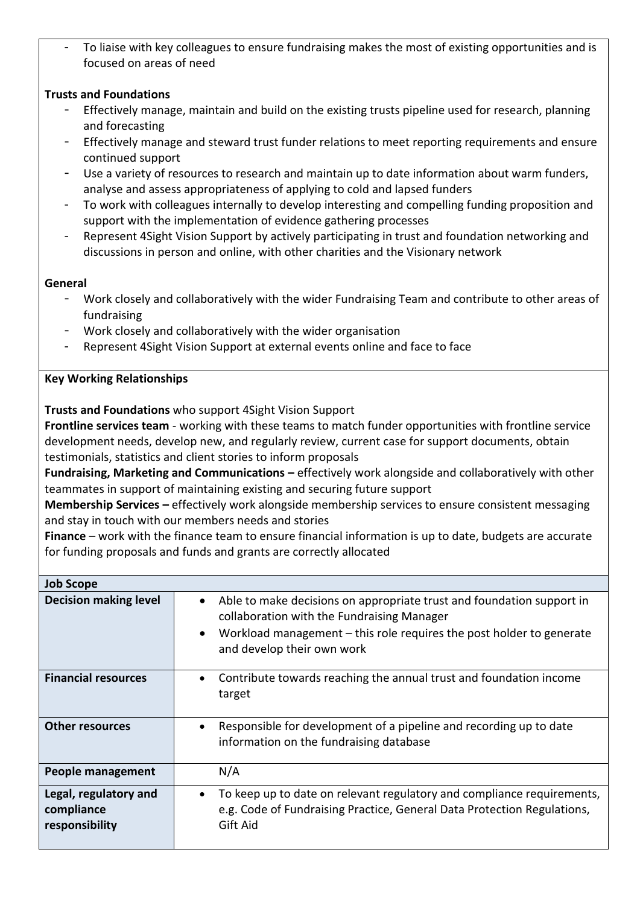- To liaise with key colleagues to ensure fundraising makes the most of existing opportunities and is focused on areas of need

**Trusts and Foundations**

- Effectively manage, maintain and build on the existing trusts pipeline used for research, planning and forecasting
- Effectively manage and steward trust funder relations to meet reporting requirements and ensure continued support
- Use a variety of resources to research and maintain up to date information about warm funders, analyse and assess appropriateness of applying to cold and lapsed funders
- To work with colleagues internally to develop interesting and compelling funding proposition and support with the implementation of evidence gathering processes
- Represent 4Sight Vision Support by actively participating in trust and foundation networking and discussions in person and online, with other charities and the Visionary network

**General**

- Work closely and collaboratively with the wider Fundraising Team and contribute to other areas of fundraising
- Work closely and collaboratively with the wider organisation
- Represent 4Sight Vision Support at external events online and face to face

**Key Working Relationships**

**Trusts and Foundations** who support 4Sight Vision Support
**Frontline services team** - working with these teams to match funder opportunities with frontline service development needs, develop new, and regularly review, current case for support documents, obtain testimonials, statistics and client stories to inform proposals
**Fundraising, Marketing and Communications –** effectively work alongside and collaboratively with other teammates in support of maintaining existing and securing future support
**Membership Services –** effectively work alongside membership services to ensure consistent messaging and stay in touch with our members needs and stories
**Finance** – work with the finance team to ensure financial information is up to date, budgets are accurate for funding proposals and funds and grants are correctly allocated

| **Job Scope** | |
|---|---|
| **Decision making level** | • Able to make decisions on appropriate trust and foundation support in collaboration with the Fundraising Manager<br>• Workload management – this role requires the post holder to generate and develop their own work |
| **Financial resources** | • Contribute towards reaching the annual trust and foundation income target |
| **Other resources** | • Responsible for development of a pipeline and recording up to date information on the fundraising database |
| **People management** | N/A |
| **Legal, regulatory and compliance responsibility** | • To keep up to date on relevant regulatory and compliance requirements, e.g. Code of Fundraising Practice, General Data Protection Regulations, Gift Aid |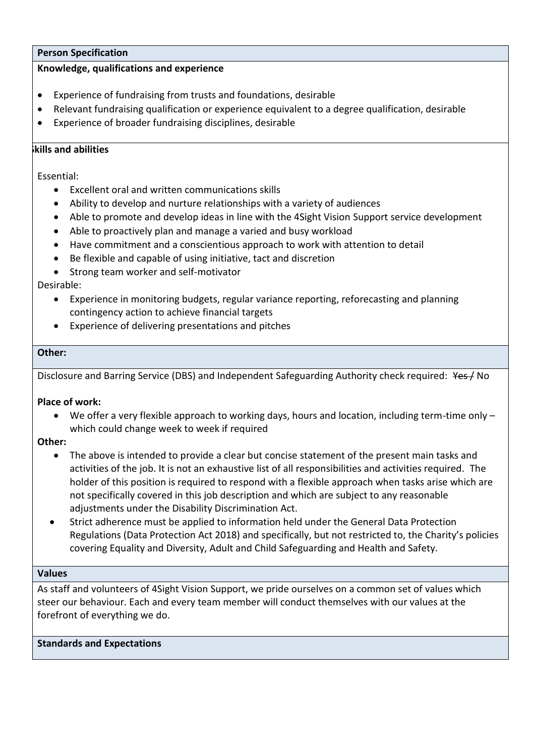## Person Specification

### Knowledge, qualifications and experience

- Experience of fundraising from trusts and foundations, desirable
- Relevant fundraising qualification or experience equivalent to a degree qualification, desirable
- Experience of broader fundraising disciplines, desirable

### Skills and abilities

Essential:

- Excellent oral and written communications skills
- Ability to develop and nurture relationships with a variety of audiences
- Able to promote and develop ideas in line with the 4Sight Vision Support service development
- Able to proactively plan and manage a varied and busy workload
- Have commitment and a conscientious approach to work with attention to detail
- Be flexible and capable of using initiative, tact and discretion
- Strong team worker and self-motivator

Desirable:

- Experience in monitoring budgets, regular variance reporting, reforecasting and planning contingency action to achieve financial targets
- Experience of delivering presentations and pitches

## Other:

Disclosure and Barring Service (DBS) and Independent Safeguarding Authority check required: ~~Yes /~~ No

**Place of work:**

- We offer a very flexible approach to working days, hours and location, including term-time only – which could change week to week if required

**Other:**

- The above is intended to provide a clear but concise statement of the present main tasks and activities of the job. It is not an exhaustive list of all responsibilities and activities required. The holder of this position is required to respond with a flexible approach when tasks arise which are not specifically covered in this job description and which are subject to any reasonable adjustments under the Disability Discrimination Act.
- Strict adherence must be applied to information held under the General Data Protection Regulations (Data Protection Act 2018) and specifically, but not restricted to, the Charity's policies covering Equality and Diversity, Adult and Child Safeguarding and Health and Safety.

## Values

As staff and volunteers of 4Sight Vision Support, we pride ourselves on a common set of values which steer our behaviour. Each and every team member will conduct themselves with our values at the forefront of everything we do.

## Standards and Expectations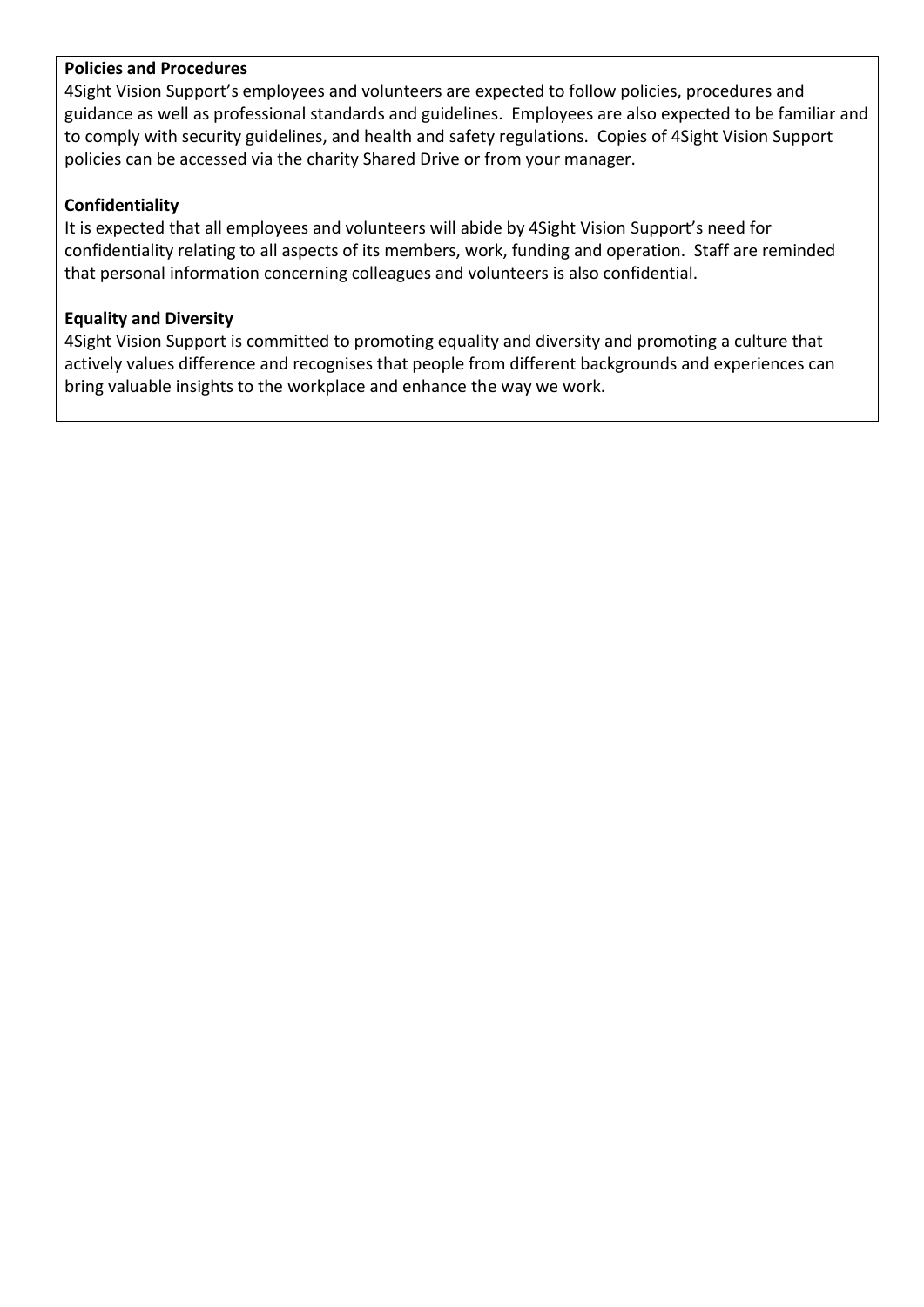**Policies and Procedures**

4Sight Vision Support's employees and volunteers are expected to follow policies, procedures and guidance as well as professional standards and guidelines. Employees are also expected to be familiar and to comply with security guidelines, and health and safety regulations. Copies of 4Sight Vision Support policies can be accessed via the charity Shared Drive or from your manager.

**Confidentiality**

It is expected that all employees and volunteers will abide by 4Sight Vision Support's need for confidentiality relating to all aspects of its members, work, funding and operation. Staff are reminded that personal information concerning colleagues and volunteers is also confidential.

**Equality and Diversity**

4Sight Vision Support is committed to promoting equality and diversity and promoting a culture that actively values difference and recognises that people from different backgrounds and experiences can bring valuable insights to the workplace and enhance the way we work.